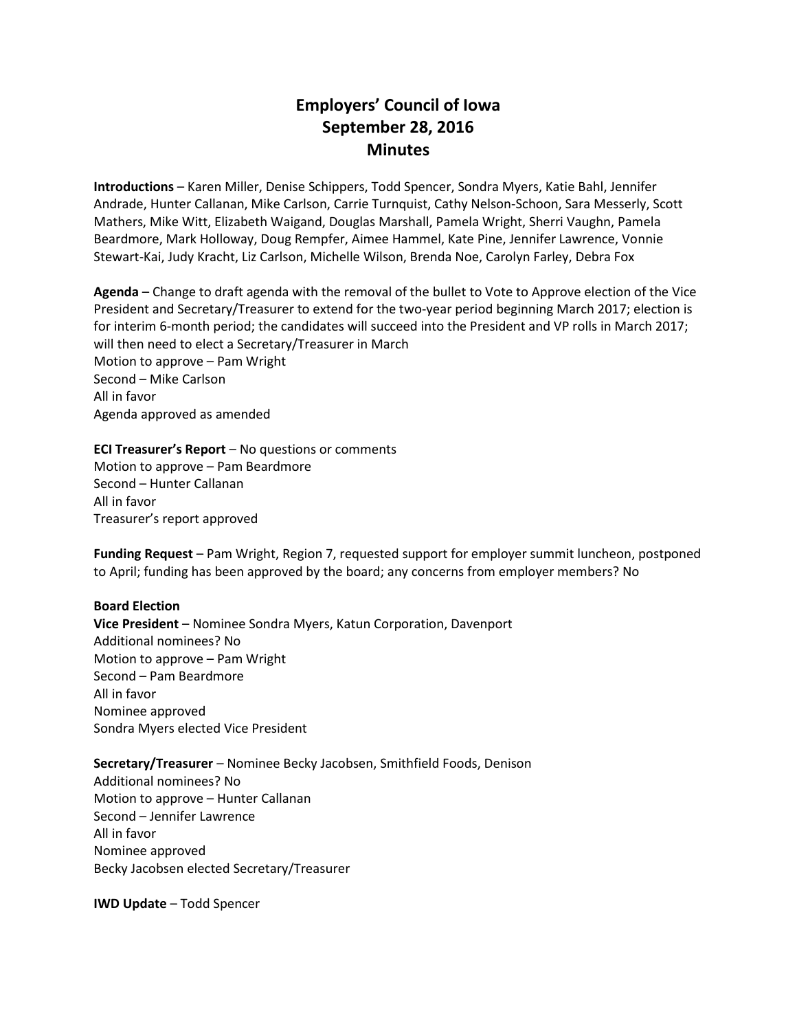# Employers' Council of Iowa
## September 28, 2016
## Minutes

**Introductions** – Karen Miller, Denise Schippers, Todd Spencer, Sondra Myers, Katie Bahl, Jennifer Andrade, Hunter Callanan, Mike Carlson, Carrie Turnquist, Cathy Nelson-Schoon, Sara Messerly, Scott Mathers, Mike Witt, Elizabeth Waigand, Douglas Marshall, Pamela Wright, Sherri Vaughn, Pamela Beardmore, Mark Holloway, Doug Rempfer, Aimee Hammel, Kate Pine, Jennifer Lawrence, Vonnie Stewart-Kai, Judy Kracht, Liz Carlson, Michelle Wilson, Brenda Noe, Carolyn Farley, Debra Fox

**Agenda** – Change to draft agenda with the removal of the bullet to Vote to Approve election of the Vice President and Secretary/Treasurer to extend for the two-year period beginning March 2017; election is for interim 6-month period; the candidates will succeed into the President and VP rolls in March 2017; will then need to elect a Secretary/Treasurer in March
Motion to approve – Pam Wright
Second – Mike Carlson
All in favor
Agenda approved as amended

**ECI Treasurer's Report** – No questions or comments
Motion to approve – Pam Beardmore
Second – Hunter Callanan
All in favor
Treasurer's report approved

**Funding Request** – Pam Wright, Region 7, requested support for employer summit luncheon, postponed to April; funding has been approved by the board; any concerns from employer members? No

**Board Election**
**Vice President** – Nominee Sondra Myers, Katun Corporation, Davenport
Additional nominees? No
Motion to approve – Pam Wright
Second – Pam Beardmore
All in favor
Nominee approved
Sondra Myers elected Vice President

**Secretary/Treasurer** – Nominee Becky Jacobsen, Smithfield Foods, Denison
Additional nominees? No
Motion to approve – Hunter Callanan
Second – Jennifer Lawrence
All in favor
Nominee approved
Becky Jacobsen elected Secretary/Treasurer

**IWD Update** – Todd Spencer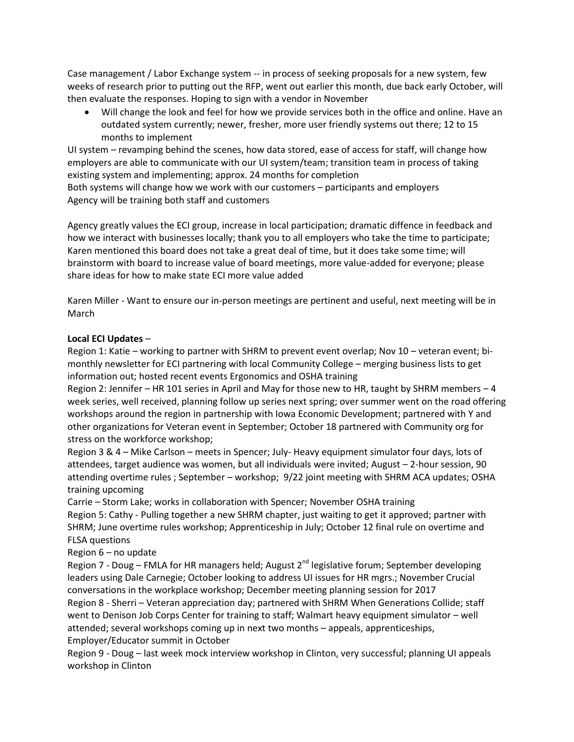Case management / Labor Exchange system -- in process of seeking proposals for a new system, few weeks of research prior to putting out the RFP, went out earlier this month, due back early October, will then evaluate the responses. Hoping to sign with a vendor in November

- Will change the look and feel for how we provide services both in the office and online. Have an outdated system currently; newer, fresher, more user friendly systems out there; 12 to 15 months to implement

UI system – revamping behind the scenes, how data stored, ease of access for staff, will change how employers are able to communicate with our UI system/team; transition team in process of taking existing system and implementing; approx. 24 months for completion
Both systems will change how we work with our customers – participants and employers
Agency will be training both staff and customers

Agency greatly values the ECI group, increase in local participation; dramatic diffence in feedback and how we interact with businesses locally; thank you to all employers who take the time to participate; Karen mentioned this board does not take a great deal of time, but it does take some time; will brainstorm with board to increase value of board meetings, more value-added for everyone; please share ideas for how to make state ECI more value added

Karen Miller - Want to ensure our in-person meetings are pertinent and useful, next meeting will be in March

**Local ECI Updates** –
Region 1: Katie – working to partner with SHRM to prevent event overlap; Nov 10 – veteran event; bi-monthly newsletter for ECI partnering with local Community College – merging business lists to get information out; hosted recent events Ergonomics and OSHA training
Region 2: Jennifer – HR 101 series in April and May for those new to HR, taught by SHRM members – 4 week series, well received, planning follow up series next spring; over summer went on the road offering workshops around the region in partnership with Iowa Economic Development; partnered with Y and other organizations for Veteran event in September; October 18 partnered with Community org for stress on the workforce workshop;
Region 3 & 4 – Mike Carlson – meets in Spencer; July- Heavy equipment simulator four days, lots of attendees, target audience was women, but all individuals were invited; August – 2-hour session, 90 attending overtime rules ; September – workshop; 9/22 joint meeting with SHRM ACA updates; OSHA training upcoming
Carrie – Storm Lake; works in collaboration with Spencer; November OSHA training
Region 5: Cathy - Pulling together a new SHRM chapter, just waiting to get it approved; partner with SHRM; June overtime rules workshop; Apprenticeship in July; October 12 final rule on overtime and FLSA questions
Region 6 – no update
Region 7 - Doug – FMLA for HR managers held; August 2nd legislative forum; September developing leaders using Dale Carnegie; October looking to address UI issues for HR mgrs.; November Crucial conversations in the workplace workshop; December meeting planning session for 2017
Region 8 - Sherri – Veteran appreciation day; partnered with SHRM When Generations Collide; staff went to Denison Job Corps Center for training to staff; Walmart heavy equipment simulator – well attended; several workshops coming up in next two months – appeals, apprenticeships, Employer/Educator summit in October
Region 9 - Doug – last week mock interview workshop in Clinton, very successful; planning UI appeals workshop in Clinton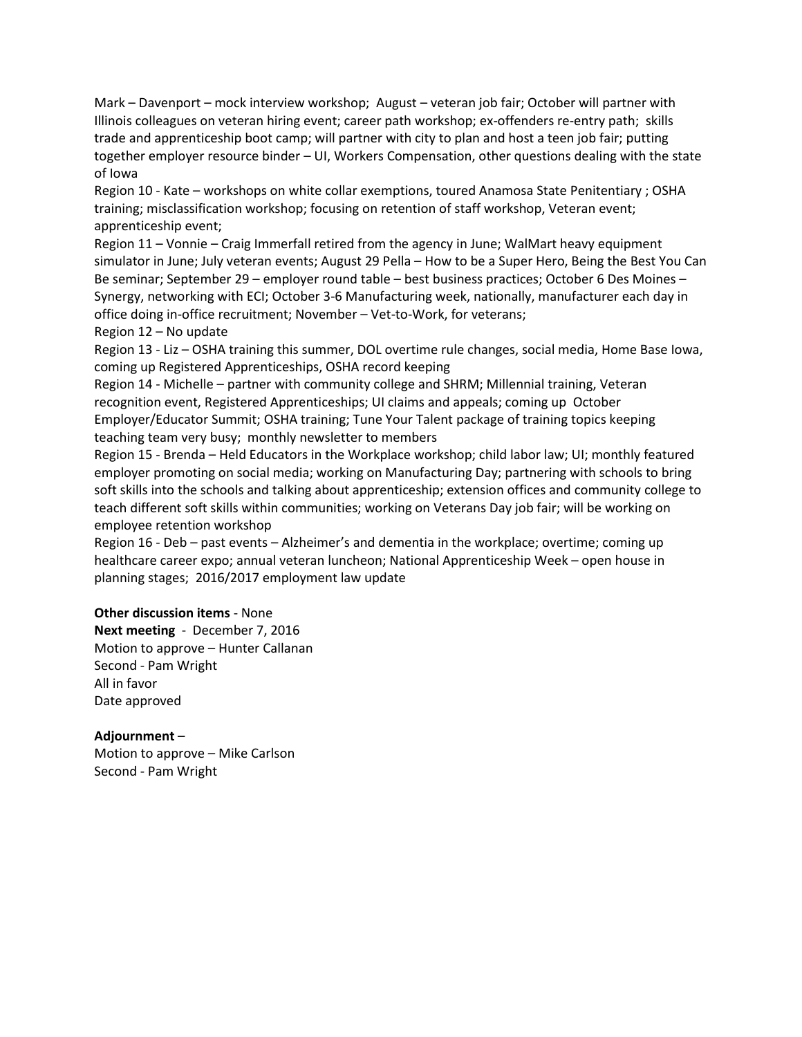Mark – Davenport – mock interview workshop;  August – veteran job fair; October will partner with Illinois colleagues on veteran hiring event; career path workshop; ex-offenders re-entry path;  skills trade and apprenticeship boot camp; will partner with city to plan and host a teen job fair; putting together employer resource binder – UI, Workers Compensation, other questions dealing with the state of Iowa

Region 10 - Kate – workshops on white collar exemptions, toured Anamosa State Penitentiary ; OSHA training; misclassification workshop; focusing on retention of staff workshop, Veteran event; apprenticeship event;

Region 11 – Vonnie – Craig Immerfall retired from the agency in June; WalMart heavy equipment simulator in June; July veteran events; August 29 Pella – How to be a Super Hero, Being the Best You Can Be seminar; September 29 – employer round table – best business practices; October 6 Des Moines – Synergy, networking with ECI; October 3-6 Manufacturing week, nationally, manufacturer each day in office doing in-office recruitment; November – Vet-to-Work, for veterans;

Region 12 – No update

Region 13 - Liz – OSHA training this summer, DOL overtime rule changes, social media, Home Base Iowa, coming up Registered Apprenticeships, OSHA record keeping

Region 14 - Michelle – partner with community college and SHRM; Millennial training, Veteran recognition event, Registered Apprenticeships; UI claims and appeals; coming up  October Employer/Educator Summit; OSHA training; Tune Your Talent package of training topics keeping teaching team very busy;  monthly newsletter to members

Region 15 - Brenda – Held Educators in the Workplace workshop; child labor law; UI; monthly featured employer promoting on social media; working on Manufacturing Day; partnering with schools to bring soft skills into the schools and talking about apprenticeship; extension offices and community college to teach different soft skills within communities; working on Veterans Day job fair; will be working on employee retention workshop

Region 16 - Deb – past events – Alzheimer's and dementia in the workplace; overtime; coming up healthcare career expo; annual veteran luncheon; National Apprenticeship Week – open house in planning stages;  2016/2017 employment law update

**Other discussion items** - None

**Next meeting**  -  December 7, 2016

Motion to approve – Hunter Callanan

Second - Pam Wright

All in favor

Date approved

**Adjournment** –

Motion to approve – Mike Carlson

Second - Pam Wright